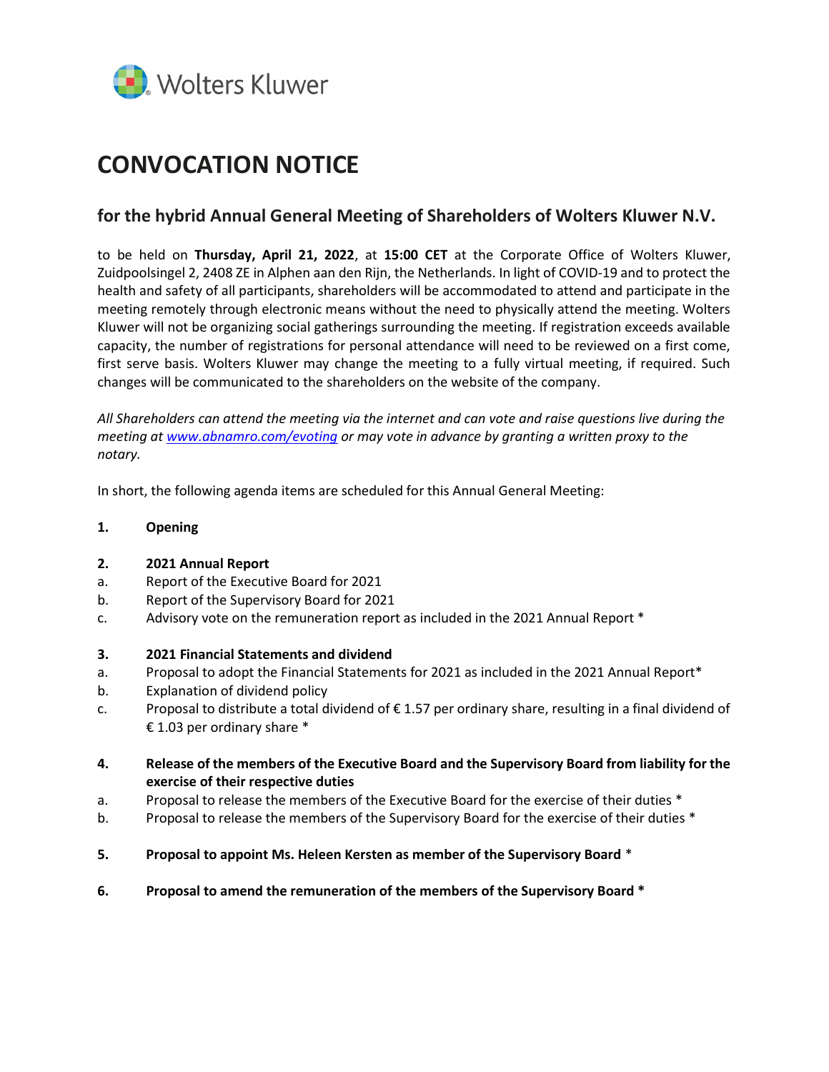Wolters Kluwer

# CONVOCATION NOTICE

## for the hybrid Annual General Meeting of Shareholders of Wolters Kluwer N.V.

to be held on **Thursday, April 21, 2022**, at **15:00 CET** at the Corporate Office of Wolters Kluwer, Zuidpoolsingel 2, 2408 ZE in Alphen aan den Rijn, the Netherlands. In light of COVID-19 and to protect the health and safety of all participants, shareholders will be accommodated to attend and participate in the meeting remotely through electronic means without the need to physically attend the meeting. Wolters Kluwer will not be organizing social gatherings surrounding the meeting. If registration exceeds available capacity, the number of registrations for personal attendance will need to be reviewed on a first come, first serve basis. Wolters Kluwer may change the meeting to a fully virtual meeting, if required. Such changes will be communicated to the shareholders on the website of the company.

*All Shareholders can attend the meeting via the internet and can vote and raise questions live during the meeting at [www.abnamro.com/evoting](www.abnamro.com/evoting) or may vote in advance by granting a written proxy to the notary.*

In short, the following agenda items are scheduled for this Annual General Meeting:

**1. Opening**

**2. 2021 Annual Report**

a. Report of the Executive Board for 2021
b. Report of the Supervisory Board for 2021
c. Advisory vote on the remuneration report as included in the 2021 Annual Report *

**3. 2021 Financial Statements and dividend**

a. Proposal to adopt the Financial Statements for 2021 as included in the 2021 Annual Report*
b. Explanation of dividend policy
c. Proposal to distribute a total dividend of € 1.57 per ordinary share, resulting in a final dividend of € 1.03 per ordinary share *

**4. Release of the members of the Executive Board and the Supervisory Board from liability for the exercise of their respective duties**

a. Proposal to release the members of the Executive Board for the exercise of their duties *
b. Proposal to release the members of the Supervisory Board for the exercise of their duties *

**5. Proposal to appoint Ms. Heleen Kersten as member of the Supervisory Board** *

**6. Proposal to amend the remuneration of the members of the Supervisory Board** *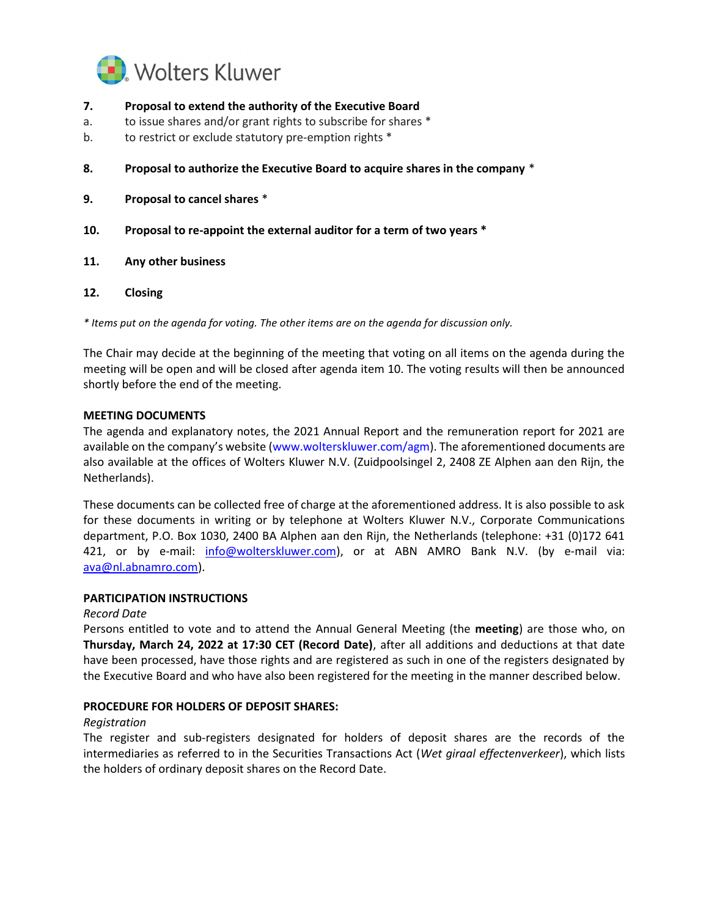**7. Proposal to extend the authority of the Executive Board**

a. to issue shares and/or grant rights to subscribe for shares *

b. to restrict or exclude statutory pre-emption rights *

**8. Proposal to authorize the Executive Board to acquire shares in the company** *

**9. Proposal to cancel shares** *

**10. Proposal to re-appoint the external auditor for a term of two years ***

**11. Any other business**

**12. Closing**

*\* Items put on the agenda for voting. The other items are on the agenda for discussion only.*

The Chair may decide at the beginning of the meeting that voting on all items on the agenda during the meeting will be open and will be closed after agenda item 10. The voting results will then be announced shortly before the end of the meeting.

**MEETING DOCUMENTS**

The agenda and explanatory notes, the 2021 Annual Report and the remuneration report for 2021 are available on the company's website (www.wolterskluwer.com/agm). The aforementioned documents are also available at the offices of Wolters Kluwer N.V. (Zuidpoolsingel 2, 2408 ZE Alphen aan den Rijn, the Netherlands).

These documents can be collected free of charge at the aforementioned address. It is also possible to ask for these documents in writing or by telephone at Wolters Kluwer N.V., Corporate Communications department, P.O. Box 1030, 2400 BA Alphen aan den Rijn, the Netherlands (telephone: +31 (0)172 641 421, or by e-mail: info@wolterskluwer.com), or at ABN AMRO Bank N.V. (by e-mail via: ava@nl.abnamro.com).

**PARTICIPATION INSTRUCTIONS**

*Record Date*

Persons entitled to vote and to attend the Annual General Meeting (the **meeting**) are those who, on **Thursday, March 24, 2022 at 17:30 CET (Record Date)**, after all additions and deductions at that date have been processed, have those rights and are registered as such in one of the registers designated by the Executive Board and who have also been registered for the meeting in the manner described below.

**PROCEDURE FOR HOLDERS OF DEPOSIT SHARES:**

*Registration*

The register and sub-registers designated for holders of deposit shares are the records of the intermediaries as referred to in the Securities Transactions Act (*Wet giraal effectenverkeer*), which lists the holders of ordinary deposit shares on the Record Date.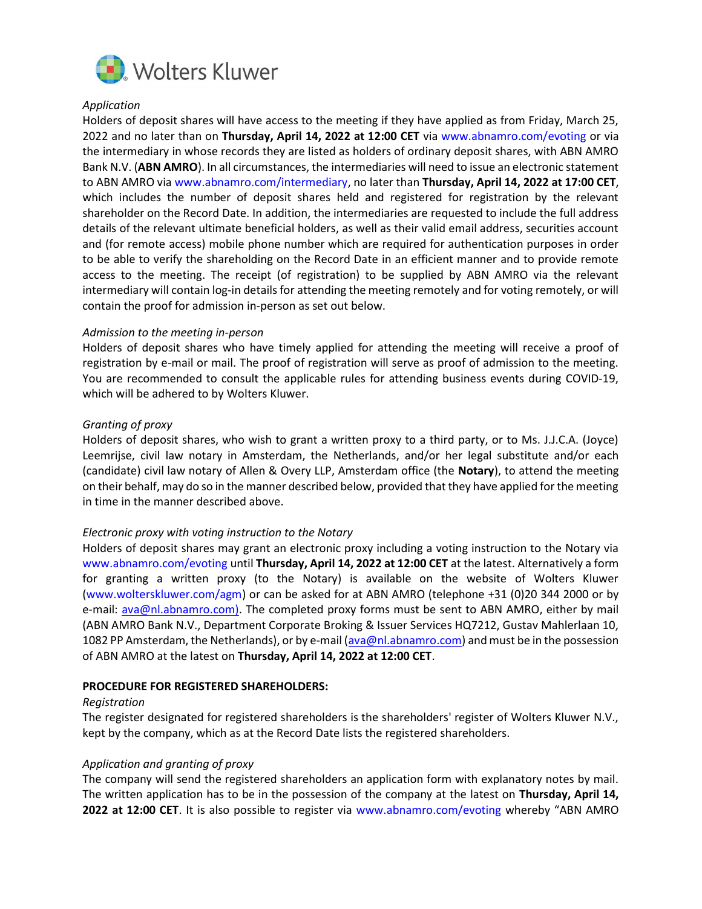*Application*

Holders of deposit shares will have access to the meeting if they have applied as from Friday, March 25, 2022 and no later than on **Thursday, April 14, 2022 at 12:00 CET** via www.abnamro.com/evoting or via the intermediary in whose records they are listed as holders of ordinary deposit shares, with ABN AMRO Bank N.V. (**ABN AMRO**). In all circumstances, the intermediaries will need to issue an electronic statement to ABN AMRO via www.abnamro.com/intermediary, no later than **Thursday, April 14, 2022 at 17:00 CET**, which includes the number of deposit shares held and registered for registration by the relevant shareholder on the Record Date. In addition, the intermediaries are requested to include the full address details of the relevant ultimate beneficial holders, as well as their valid email address, securities account and (for remote access) mobile phone number which are required for authentication purposes in order to be able to verify the shareholding on the Record Date in an efficient manner and to provide remote access to the meeting. The receipt (of registration) to be supplied by ABN AMRO via the relevant intermediary will contain log-in details for attending the meeting remotely and for voting remotely, or will contain the proof for admission in-person as set out below.

*Admission to the meeting in-person*

Holders of deposit shares who have timely applied for attending the meeting will receive a proof of registration by e-mail or mail. The proof of registration will serve as proof of admission to the meeting. You are recommended to consult the applicable rules for attending business events during COVID-19, which will be adhered to by Wolters Kluwer.

*Granting of proxy*

Holders of deposit shares, who wish to grant a written proxy to a third party, or to Ms. J.J.C.A. (Joyce) Leemrijse, civil law notary in Amsterdam, the Netherlands, and/or her legal substitute and/or each (candidate) civil law notary of Allen & Overy LLP, Amsterdam office (the **Notary**), to attend the meeting on their behalf, may do so in the manner described below, provided that they have applied for the meeting in time in the manner described above.

*Electronic proxy with voting instruction to the Notary*

Holders of deposit shares may grant an electronic proxy including a voting instruction to the Notary via www.abnamro.com/evoting until **Thursday, April 14, 2022 at 12:00 CET** at the latest. Alternatively a form for granting a written proxy (to the Notary) is available on the website of Wolters Kluwer (www.wolterskluwer.com/agm) or can be asked for at ABN AMRO (telephone +31 (0)20 344 2000 or by e-mail: ava@nl.abnamro.com). The completed proxy forms must be sent to ABN AMRO, either by mail (ABN AMRO Bank N.V., Department Corporate Broking & Issuer Services HQ7212, Gustav Mahlerlaan 10, 1082 PP Amsterdam, the Netherlands), or by e-mail (ava@nl.abnamro.com) and must be in the possession of ABN AMRO at the latest on **Thursday, April 14, 2022 at 12:00 CET**.

**PROCEDURE FOR REGISTERED SHAREHOLDERS:**

*Registration*

The register designated for registered shareholders is the shareholders' register of Wolters Kluwer N.V., kept by the company, which as at the Record Date lists the registered shareholders.

*Application and granting of proxy*

The company will send the registered shareholders an application form with explanatory notes by mail. The written application has to be in the possession of the company at the latest on **Thursday, April 14, 2022 at 12:00 CET**. It is also possible to register via www.abnamro.com/evoting whereby "ABN AMRO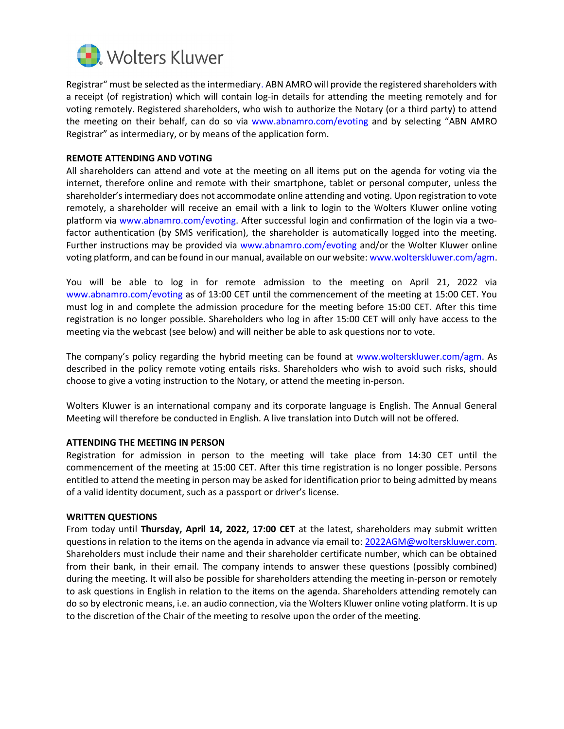Registrar" must be selected as the intermediary. ABN AMRO will provide the registered shareholders with a receipt (of registration) which will contain log-in details for attending the meeting remotely and for voting remotely. Registered shareholders, who wish to authorize the Notary (or a third party) to attend the meeting on their behalf, can do so via www.abnamro.com/evoting and by selecting "ABN AMRO Registrar" as intermediary, or by means of the application form.

**REMOTE ATTENDING AND VOTING**

All shareholders can attend and vote at the meeting on all items put on the agenda for voting via the internet, therefore online and remote with their smartphone, tablet or personal computer, unless the shareholder's intermediary does not accommodate online attending and voting. Upon registration to vote remotely, a shareholder will receive an email with a link to login to the Wolters Kluwer online voting platform via www.abnamro.com/evoting. After successful login and confirmation of the login via a two-factor authentication (by SMS verification), the shareholder is automatically logged into the meeting. Further instructions may be provided via www.abnamro.com/evoting and/or the Wolter Kluwer online voting platform, and can be found in our manual, available on our website: www.wolterskluwer.com/agm.

You will be able to log in for remote admission to the meeting on April 21, 2022 via www.abnamro.com/evoting as of 13:00 CET until the commencement of the meeting at 15:00 CET. You must log in and complete the admission procedure for the meeting before 15:00 CET. After this time registration is no longer possible. Shareholders who log in after 15:00 CET will only have access to the meeting via the webcast (see below) and will neither be able to ask questions nor to vote.

The company's policy regarding the hybrid meeting can be found at www.wolterskluwer.com/agm. As described in the policy remote voting entails risks. Shareholders who wish to avoid such risks, should choose to give a voting instruction to the Notary, or attend the meeting in-person.

Wolters Kluwer is an international company and its corporate language is English. The Annual General Meeting will therefore be conducted in English. A live translation into Dutch will not be offered.

**ATTENDING THE MEETING IN PERSON**

Registration for admission in person to the meeting will take place from 14:30 CET until the commencement of the meeting at 15:00 CET. After this time registration is no longer possible. Persons entitled to attend the meeting in person may be asked for identification prior to being admitted by means of a valid identity document, such as a passport or driver's license.

**WRITTEN QUESTIONS**

From today until **Thursday, April 14, 2022, 17:00 CET** at the latest, shareholders may submit written questions in relation to the items on the agenda in advance via email to: 2022AGM@wolterskluwer.com. Shareholders must include their name and their shareholder certificate number, which can be obtained from their bank, in their email. The company intends to answer these questions (possibly combined) during the meeting. It will also be possible for shareholders attending the meeting in-person or remotely to ask questions in English in relation to the items on the agenda. Shareholders attending remotely can do so by electronic means, i.e. an audio connection, via the Wolters Kluwer online voting platform. It is up to the discretion of the Chair of the meeting to resolve upon the order of the meeting.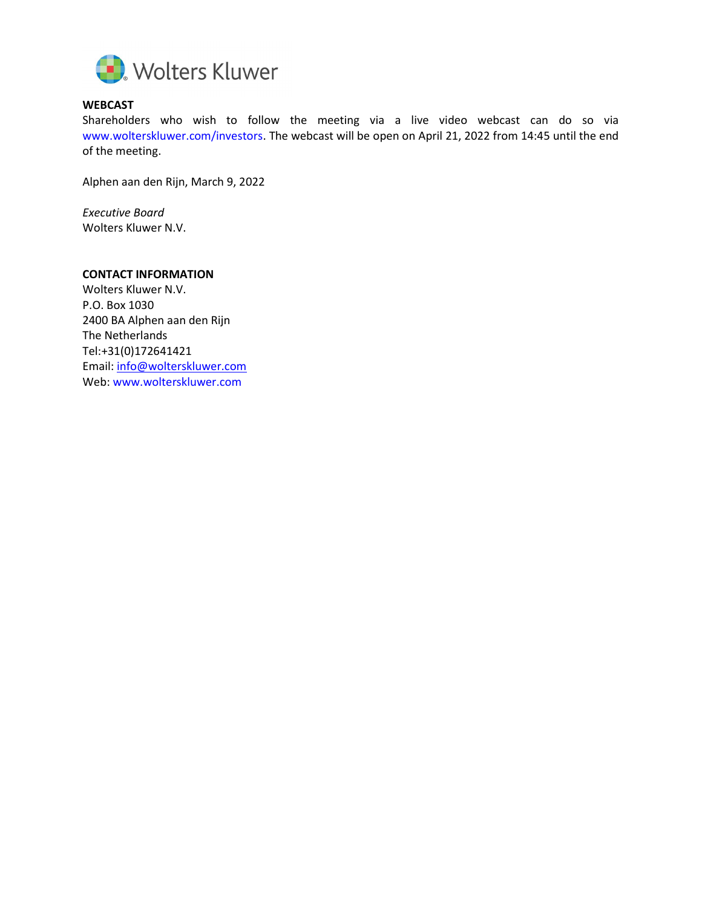**WEBCAST**

Shareholders who wish to follow the meeting via a live video webcast can do so via www.wolterskluwer.com/investors. The webcast will be open on April 21, 2022 from 14:45 until the end of the meeting.

Alphen aan den Rijn, March 9, 2022

*Executive Board*
Wolters Kluwer N.V.

**CONTACT INFORMATION**

Wolters Kluwer N.V.
P.O. Box 1030
2400 BA Alphen aan den Rijn
The Netherlands
Tel:+31(0)172641421
Email: info@wolterskluwer.com
Web: www.wolterskluwer.com